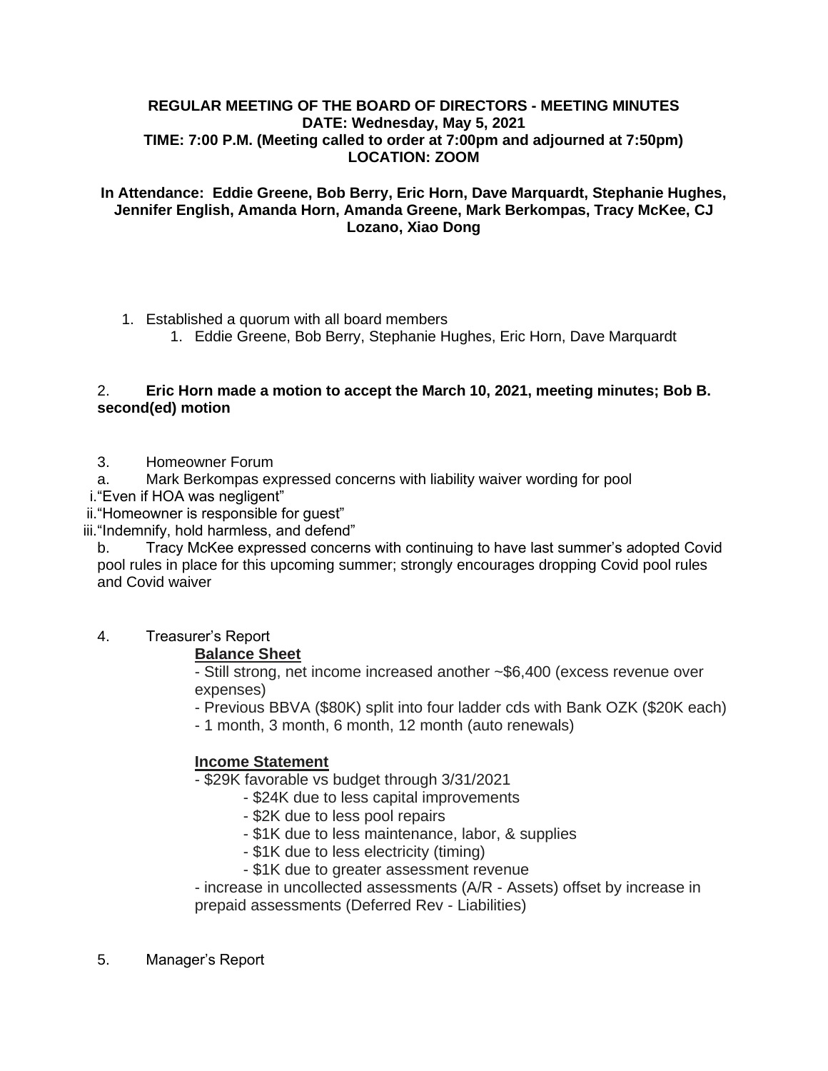**REGULAR MEETING OF THE BOARD OF DIRECTORS - MEETING MINUTES**
**DATE: Wednesday, May 5, 2021**
**TIME: 7:00 P.M. (Meeting called to order at 7:00pm and adjourned at 7:50pm)**
**LOCATION: ZOOM**

**In Attendance: Eddie Greene, Bob Berry, Eric Horn, Dave Marquardt, Stephanie Hughes, Jennifer English, Amanda Horn, Amanda Greene, Mark Berkompas, Tracy McKee, CJ Lozano, Xiao Dong**

1. Established a quorum with all board members
   1. Eddie Greene, Bob Berry, Stephanie Hughes, Eric Horn, Dave Marquardt

2. **Eric Horn made a motion to accept the March 10, 2021, meeting minutes; Bob B. second(ed) motion**

3. Homeowner Forum

   a. Mark Berkompas expressed concerns with liability waiver wording for pool

   i. "Even if HOA was negligent"

   ii. "Homeowner is responsible for guest"

   iii. "Indemnify, hold harmless, and defend"

   b. Tracy McKee expressed concerns with continuing to have last summer's adopted Covid pool rules in place for this upcoming summer; strongly encourages dropping Covid pool rules and Covid waiver

4. Treasurer's Report

   **Balance Sheet**

   - Still strong, net income increased another ~$6,400 (excess revenue over expenses)
   - Previous BBVA ($80K) split into four ladder cds with Bank OZK ($20K each)
   - 1 month, 3 month, 6 month, 12 month (auto renewals)

   **Income Statement**

   - $29K favorable vs budget through 3/31/2021
     - $24K due to less capital improvements
     - $2K due to less pool repairs
     - $1K due to less maintenance, labor, & supplies
     - $1K due to less electricity (timing)
     - $1K due to greater assessment revenue
   - increase in uncollected assessments (A/R - Assets) offset by increase in prepaid assessments (Deferred Rev - Liabilities)

5. Manager's Report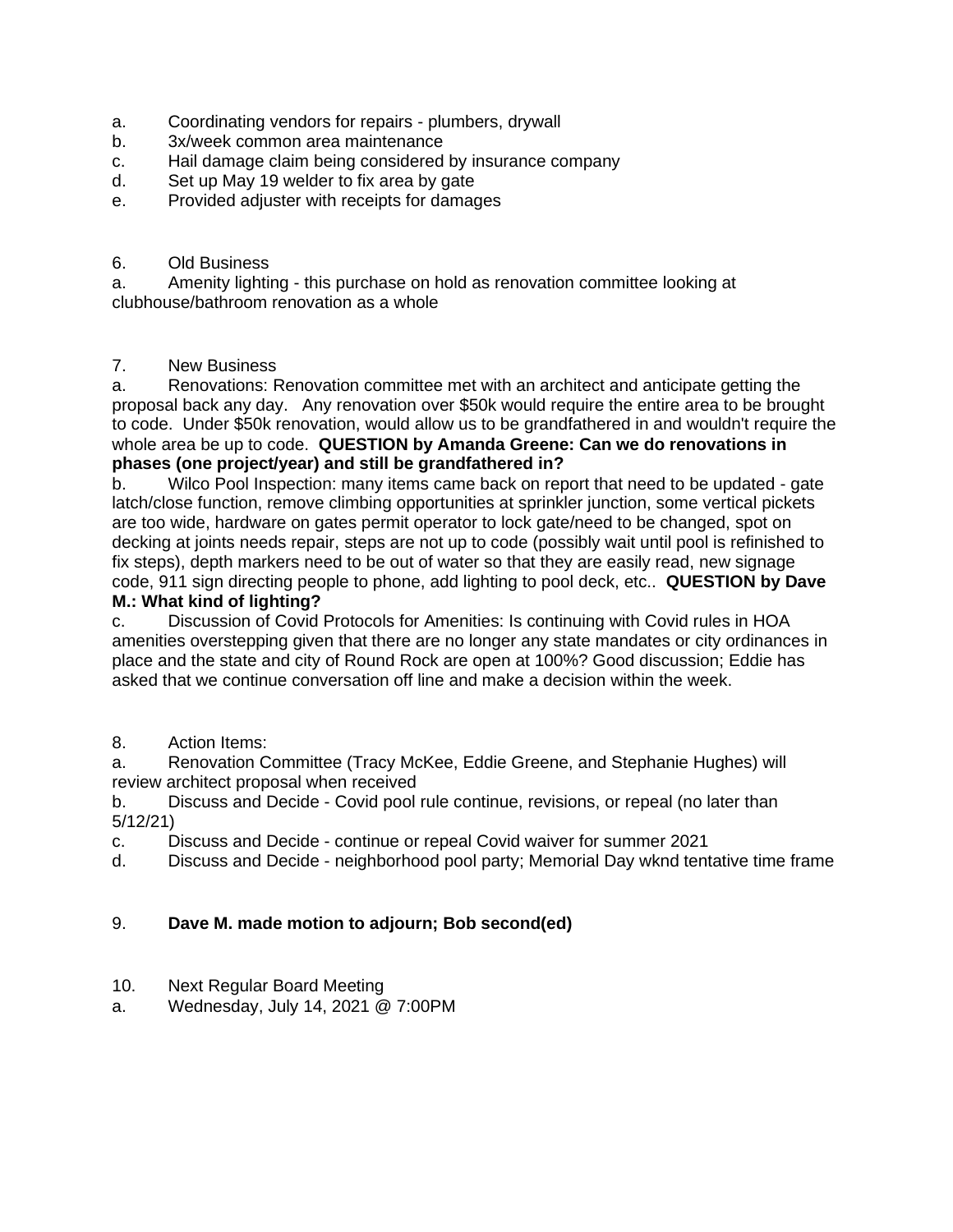a. Coordinating vendors for repairs - plumbers, drywall
b. 3x/week common area maintenance
c. Hail damage claim being considered by insurance company
d. Set up May 19 welder to fix area by gate
e. Provided adjuster with receipts for damages

6. Old Business
a. Amenity lighting - this purchase on hold as renovation committee looking at clubhouse/bathroom renovation as a whole

7. New Business
a. Renovations: Renovation committee met with an architect and anticipate getting the proposal back any day. Any renovation over $50k would require the entire area to be brought to code. Under $50k renovation, would allow us to be grandfathered in and wouldn't require the whole area be up to code. **QUESTION by Amanda Greene: Can we do renovations in phases (one project/year) and still be grandfathered in?**
b. Wilco Pool Inspection: many items came back on report that need to be updated - gate latch/close function, remove climbing opportunities at sprinkler junction, some vertical pickets are too wide, hardware on gates permit operator to lock gate/need to be changed, spot on decking at joints needs repair, steps are not up to code (possibly wait until pool is refinished to fix steps), depth markers need to be out of water so that they are easily read, new signage code, 911 sign directing people to phone, add lighting to pool deck, etc.. **QUESTION by Dave M.: What kind of lighting?**
c. Discussion of Covid Protocols for Amenities: Is continuing with Covid rules in HOA amenities overstepping given that there are no longer any state mandates or city ordinances in place and the state and city of Round Rock are open at 100%? Good discussion; Eddie has asked that we continue conversation off line and make a decision within the week.

8. Action Items:
a. Renovation Committee (Tracy McKee, Eddie Greene, and Stephanie Hughes) will review architect proposal when received
b. Discuss and Decide - Covid pool rule continue, revisions, or repeal (no later than 5/12/21)
c. Discuss and Decide - continue or repeal Covid waiver for summer 2021
d. Discuss and Decide - neighborhood pool party; Memorial Day wknd tentative time frame

9. **Dave M. made motion to adjourn; Bob second(ed)**

10. Next Regular Board Meeting
a. Wednesday, July 14, 2021 @ 7:00PM